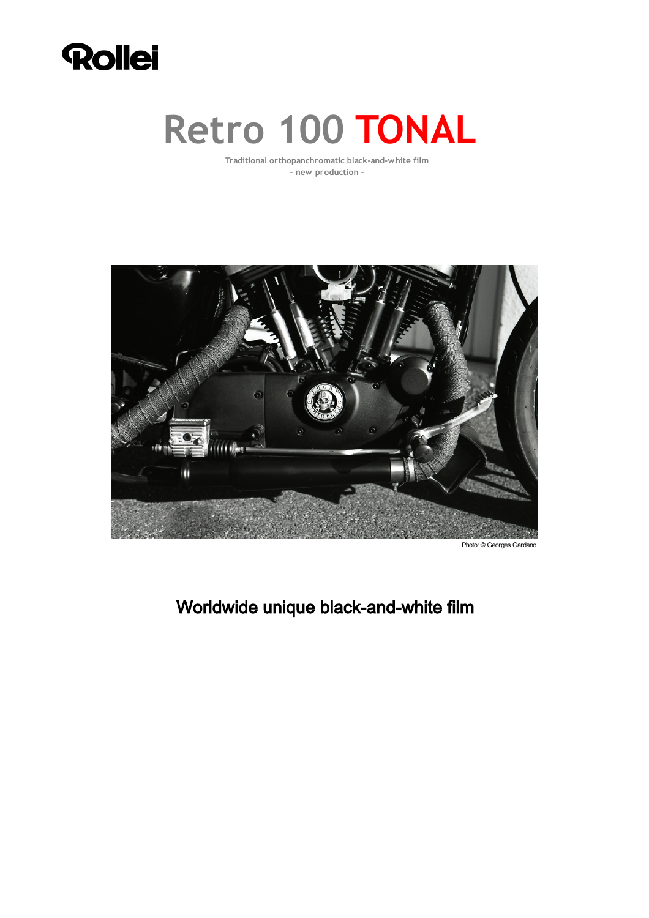Rollei

# Retro 100 TONAL

Traditional orthopanchromatic black-and-white film
- new production -

Photo: © Georges Gardano

## Worldwide unique black-and-white film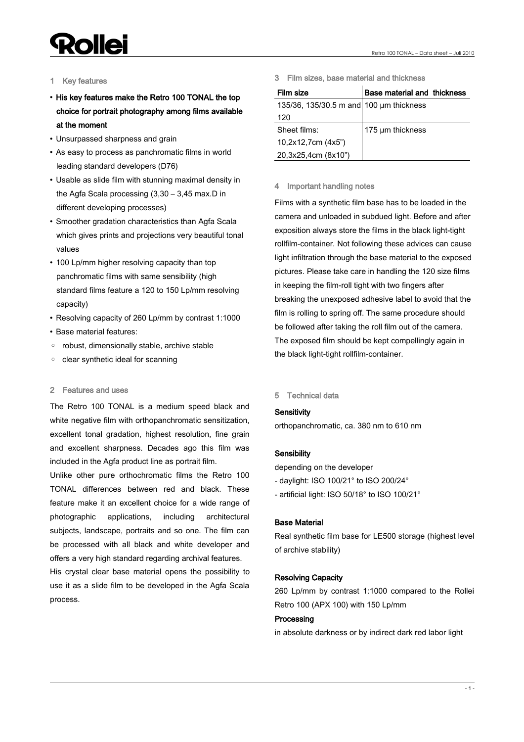## 1 Key features

- **His key features make the Retro 100 TONAL the top choice for portrait photography among films available at the moment**
- Unsurpassed sharpness and grain
- As easy to process as panchromatic films in world leading standard developers (D76)
- Usable as slide film with stunning maximal density in the Agfa Scala processing (3,30 – 3,45 max.D in different developing processes)
- Smoother gradation characteristics than Agfa Scala which gives prints and projections very beautiful tonal values
- 100 Lp/mm higher resolving capacity than top panchromatic films with same sensibility (high standard films feature a 120 to 150 Lp/mm resolving capacity)
- Resolving capacity of 260 Lp/mm by contrast 1:1000
- Base material features:
  - robust, dimensionally stable, archive stable
  - clear synthetic ideal for scanning

## 2 Features and uses

The Retro 100 TONAL is a medium speed black and white negative film with orthopanchromatic sensitization, excellent tonal gradation, highest resolution, fine grain and excellent sharpness. Decades ago this film was included in the Agfa product line as portrait film.

Unlike other pure orthochromatic films the Retro 100 TONAL differences between red and black. These feature make it an excellent choice for a wide range of photographic applications, including architectural subjects, landscape, portraits and so one. The film can be processed with all black and white developer and offers a very high standard regarding archival features.

His crystal clear base material opens the possibility to use it as a slide film to be developed in the Agfa Scala process.

## 3 Film sizes, base material and thickness

| Film size | Base material and thickness |
|---|---|
| 135/36, 135/30.5 m and 120 | 100 µm thickness |
| Sheet films: 10,2x12,7cm (4x5") 20,3x25,4cm (8x10") | 175 µm thickness |

## 4 Important handling notes

Films with a synthetic film base has to be loaded in the camera and unloaded in subdued light. Before and after exposition always store the films in the black light-tight rollfilm-container. Not following these advices can cause light infiltration through the base material to the exposed pictures. Please take care in handling the 120 size films in keeping the film-roll tight with two fingers after breaking the unexposed adhesive label to avoid that the film is rolling to spring off. The same procedure should be followed after taking the roll film out of the camera. The exposed film should be kept compellingly again in the black light-tight rollfilm-container.

## 5 Technical data

**Sensitivity**

orthopanchromatic, ca. 380 nm to 610 nm

**Sensibility**

depending on the developer

- daylight: ISO 100/21° to ISO 200/24°
- artificial light: ISO 50/18° to ISO 100/21°

**Base Material**

Real synthetic film base for LE500 storage (highest level of archive stability)

**Resolving Capacity**

260 Lp/mm by contrast 1:1000 compared to the Rollei Retro 100 (APX 100) with 150 Lp/mm

**Processing**

in absolute darkness or by indirect dark red labor light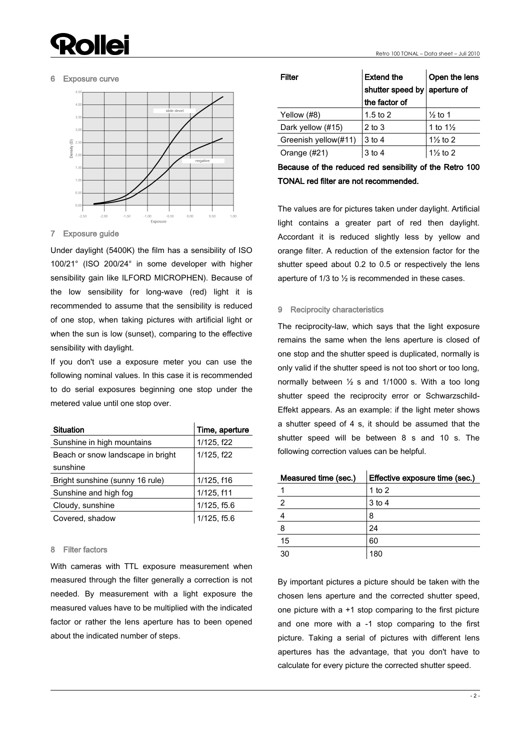## 6 Exposure curve

## 7 Exposure guide

Under daylight (5400K) the film has a sensibility of ISO 100/21° (ISO 200/24° in some developer with higher sensibility gain like ILFORD MICROPHEN). Because of the low sensibility for long-wave (red) light it is recommended to assume that the sensibility is reduced of one stop, when taking pictures with artificial light or when the sun is low (sunset), comparing to the effective sensibility with daylight.

If you don't use a exposure meter you can use the following nominal values. In this case it is recommended to do serial exposures beginning one stop under the metered value until one stop over.

| Situation | Time, aperture |
|---|---|
| Sunshine in high mountains | 1/125, f22 |
| Beach or snow landscape in bright sunshine | 1/125, f22 |
| Bright sunshine (sunny 16 rule) | 1/125, f16 |
| Sunshine and high fog | 1/125, f11 |
| Cloudy, sunshine | 1/125, f5.6 |
| Covered, shadow | 1/125, f5.6 |

## 8 Filter factors

With cameras with TTL exposure measurement when measured through the filter generally a correction is not needed. By measurement with a light exposure the measured values have to be multiplied with the indicated factor or rather the lens aperture has to been opened about the indicated number of steps.

| Filter | Extend the shutter speed by the factor of | Open the lens aperture of |
|---|---|---|
| Yellow (#8) | 1.5 to 2 | ½ to 1 |
| Dark yellow (#15) | 2 to 3 | 1 to 1½ |
| Greenish yellow(#11) | 3 to 4 | 1½ to 2 |
| Orange (#21) | 3 to 4 | 1½ to 2 |

**Because of the reduced red sensibility of the Retro 100 TONAL red filter are not recommended.**

The values are for pictures taken under daylight. Artificial light contains a greater part of red then daylight. Accordant it is reduced slightly less by yellow and orange filter. A reduction of the extension factor for the shutter speed about 0.2 to 0.5 or respectively the lens aperture of 1/3 to ½ is recommended in these cases.

## 9 Reciprocity characteristics

The reciprocity-law, which says that the light exposure remains the same when the lens aperture is closed of one stop and the shutter speed is duplicated, normally is only valid if the shutter speed is not too short or too long, normally between ½ s and 1/1000 s. With a too long shutter speed the reciprocity error or Schwarzschild-Effekt appears. As an example: if the light meter shows a shutter speed of 4 s, it should be assumed that the shutter speed will be between 8 s and 10 s. The following correction values can be helpful.

| Measured time (sec.) | Effective exposure time (sec.) |
|---|---|
| 1 | 1 to 2 |
| 2 | 3 to 4 |
| 4 | 8 |
| 8 | 24 |
| 15 | 60 |
| 30 | 180 |

By important pictures a picture should be taken with the chosen lens aperture and the corrected shutter speed, one picture with a +1 stop comparing to the first picture and one more with a -1 stop comparing to the first picture. Taking a serial of pictures with different lens apertures has the advantage, that you don't have to calculate for every picture the corrected shutter speed.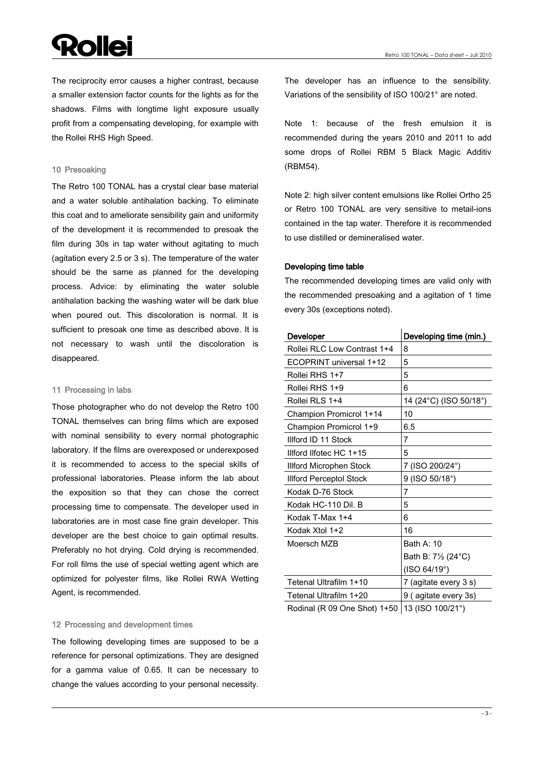The reciprocity error causes a higher contrast, because a smaller extension factor counts for the lights as for the shadows. Films with longtime light exposure usually profit from a compensating developing, for example with the Rollei RHS High Speed.

### 10 Presoaking

The Retro 100 TONAL has a crystal clear base material and a water soluble antihalation backing. To eliminate this coat and to ameliorate sensibility gain and uniformity of the development it is recommended to presoak the film during 30s in tap water without agitating to much (agitation every 2.5 or 3 s). The temperature of the water should be the same as planned for the developing process. Advice: by eliminating the water soluble antihalation backing the washing water will be dark blue when poured out. This discoloration is normal. It is sufficient to presoak one time as described above. It is not necessary to wash until the discoloration is disappeared.

### 11 Processing in labs

Those photographer who do not develop the Retro 100 TONAL themselves can bring films which are exposed with nominal sensibility to every normal photographic laboratory. If the films are overexposed or underexposed it is recommended to access to the special skills of professional laboratories. Please inform the lab about the exposition so that they can chose the correct processing time to compensate. The developer used in laboratories are in most case fine grain developer. This developer are the best choice to gain optimal results. Preferably no hot drying. Cold drying is recommended. For roll films the use of special wetting agent which are optimized for polyester films, like Rollei RWA Wetting Agent, is recommended.

### 12 Processing and development times

The following developing times are supposed to be a reference for personal optimizations. They are designed for a gamma value of 0.65. It can be necessary to change the values according to your personal necessity.

The developer has an influence to the sensibility. Variations of the sensibility of ISO 100/21° are noted.

Note 1: because of the fresh emulsion it is recommended during the years 2010 and 2011 to add some drops of Rollei RBM 5 Black Magic Additiv (RBM54).

Note 2: high silver content emulsions like Rollei Ortho 25 or Retro 100 TONAL are very sensitive to metail-ions contained in the tap water. Therefore it is recommended to use distilled or demineralised water.

**Developing time table**

The recommended developing times are valid only with the recommended presoaking and a agitation of 1 time every 30s (exceptions noted).

| Developer | Developing time (min.) |
|---|---|
| Rollei RLC Low Contrast 1+4 | 8 |
| ECOPRINT universal 1+12 | 5 |
| Rollei RHS 1+7 | 5 |
| Rollei RHS 1+9 | 6 |
| Rollei RLS 1+4 | 14 (24°C) (ISO 50/18°) |
| Champion Promicrol 1+14 | 10 |
| Champion Promicrol 1+9 | 6.5 |
| Illford ID 11 Stock | 7 |
| Illford Ilfotec HC 1+15 | 5 |
| Illford Microphen Stock | 7 (ISO 200/24°) |
| Illford Perceptol Stock | 9 (ISO 50/18°) |
| Kodak D-76 Stock | 7 |
| Kodak HC-110 Dil. B | 5 |
| Kodak T-Max 1+4 | 6 |
| Kodak Xtol 1+2 | 16 |
| Moersch MZB | Bath A: 10<br>Bath B: 7½ (24°C)<br>(ISO 64/19°) |
| Tetenal Ultrafilm 1+10 | 7 (agitate every 3 s) |
| Tetenal Ultrafilm 1+20 | 9 ( agitate every 3s) |
| Rodinal (R 09 One Shot) 1+50 | 13 (ISO 100/21°) |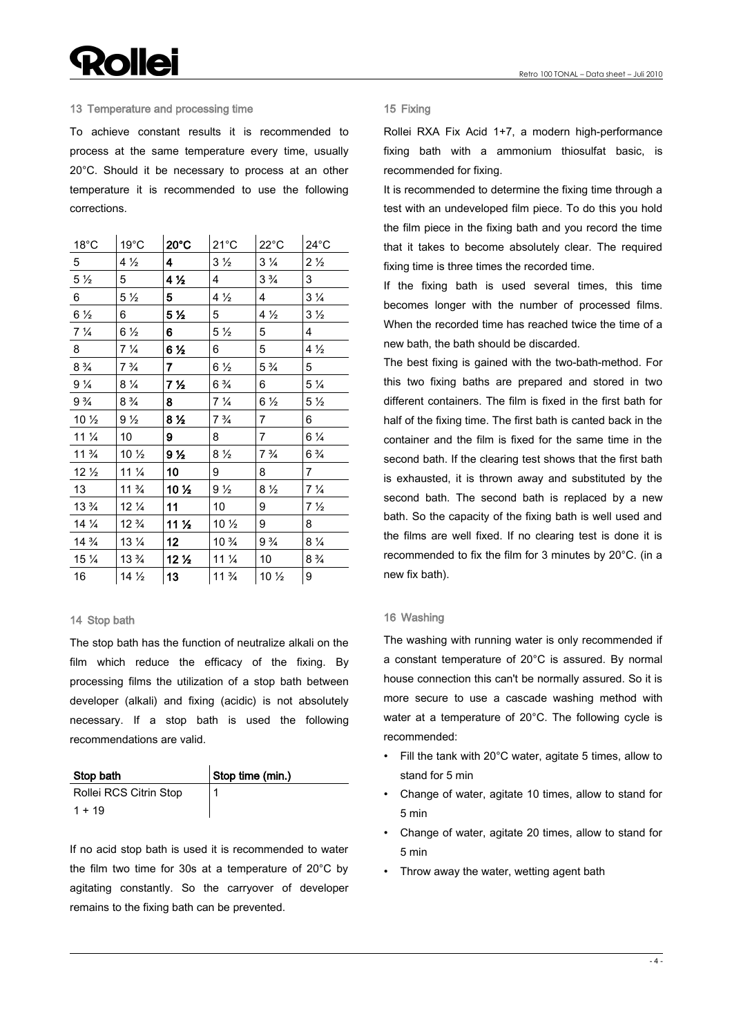## 13 Temperature and processing time

To achieve constant results it is recommended to process at the same temperature every time, usually 20°C. Should it be necessary to process at an other temperature it is recommended to use the following corrections.

| 18°C | 19°C | **20°C** | 21°C | 22°C | 24°C |
|---|---|---|---|---|---|
| 5 | 4 ½ | **4** | 3 ½ | 3 ¼ | 2 ½ |
| 5 ½ | 5 | **4 ½** | 4 | 3 ¾ | 3 |
| 6 | 5 ½ | **5** | 4 ½ | 4 | 3 ¼ |
| 6 ½ | 6 | **5 ½** | 5 | 4 ½ | 3 ½ |
| 7 ¼ | 6 ½ | **6** | 5 ½ | 5 | 4 |
| 8 | 7 ¼ | **6 ½** | 6 | 5 | 4 ½ |
| 8 ¾ | 7 ¾ | **7** | 6 ½ | 5 ¾ | 5 |
| 9 ¼ | 8 ¼ | **7 ½** | 6 ¾ | 6 | 5 ¼ |
| 9 ¾ | 8 ¾ | **8** | 7 ¼ | 6 ½ | 5 ½ |
| 10 ½ | 9 ½ | **8 ½** | 7 ¾ | 7 | 6 |
| 11 ¼ | 10 | **9** | 8 | 7 | 6 ¼ |
| 11 ¾ | 10 ½ | **9 ½** | 8 ½ | 7 ¾ | 6 ¾ |
| 12 ½ | 11 ¼ | **10** | 9 | 8 | 7 |
| 13 | 11 ¾ | **10 ½** | 9 ½ | 8 ½ | 7 ¼ |
| 13 ¾ | 12 ¼ | **11** | 10 | 9 | 7 ½ |
| 14 ¼ | 12 ¾ | **11 ½** | 10 ½ | 9 | 8 |
| 14 ¾ | 13 ¼ | **12** | 10 ¾ | 9 ¾ | 8 ¼ |
| 15 ¼ | 13 ¾ | **12 ½** | 11 ¼ | 10 | 8 ¾ |
| 16 | 14 ½ | **13** | 11 ¾ | 10 ½ | 9 |

## 14 Stop bath

The stop bath has the function of neutralize alkali on the film which reduce the efficacy of the fixing. By processing films the utilization of a stop bath between developer (alkali) and fixing (acidic) is not absolutely necessary. If a stop bath is used the following recommendations are valid.

| Stop bath | Stop time (min.) |
|---|---|
| Rollei RCS Citrin Stop 1 + 19 | 1 |

If no acid stop bath is used it is recommended to water the film two time for 30s at a temperature of 20°C by agitating constantly. So the carryover of developer remains to the fixing bath can be prevented.

## 15 Fixing

Rollei RXA Fix Acid 1+7, a modern high-performance fixing bath with a ammonium thiosulfat basic, is recommended for fixing.

It is recommended to determine the fixing time through a test with an undeveloped film piece. To do this you hold the film piece in the fixing bath and you record the time that it takes to become absolutely clear. The required fixing time is three times the recorded time.

If the fixing bath is used several times, this time becomes longer with the number of processed films. When the recorded time has reached twice the time of a new bath, the bath should be discarded.

The best fixing is gained with the two-bath-method. For this two fixing baths are prepared and stored in two different containers. The film is fixed in the first bath for half of the fixing time. The first bath is canted back in the container and the film is fixed for the same time in the second bath. If the clearing test shows that the first bath is exhausted, it is thrown away and substituted by the second bath. The second bath is replaced by a new bath. So the capacity of the fixing bath is well used and the films are well fixed. If no clearing test is done it is recommended to fix the film for 3 minutes by 20°C. (in a new fix bath).

## 16 Washing

The washing with running water is only recommended if a constant temperature of 20°C is assured. By normal house connection this can't be normally assured. So it is more secure to use a cascade washing method with water at a temperature of 20°C. The following cycle is recommended:

- Fill the tank with 20°C water, agitate 5 times, allow to stand for 5 min
- Change of water, agitate 10 times, allow to stand for 5 min
- Change of water, agitate 20 times, allow to stand for 5 min
- Throw away the water, wetting agent bath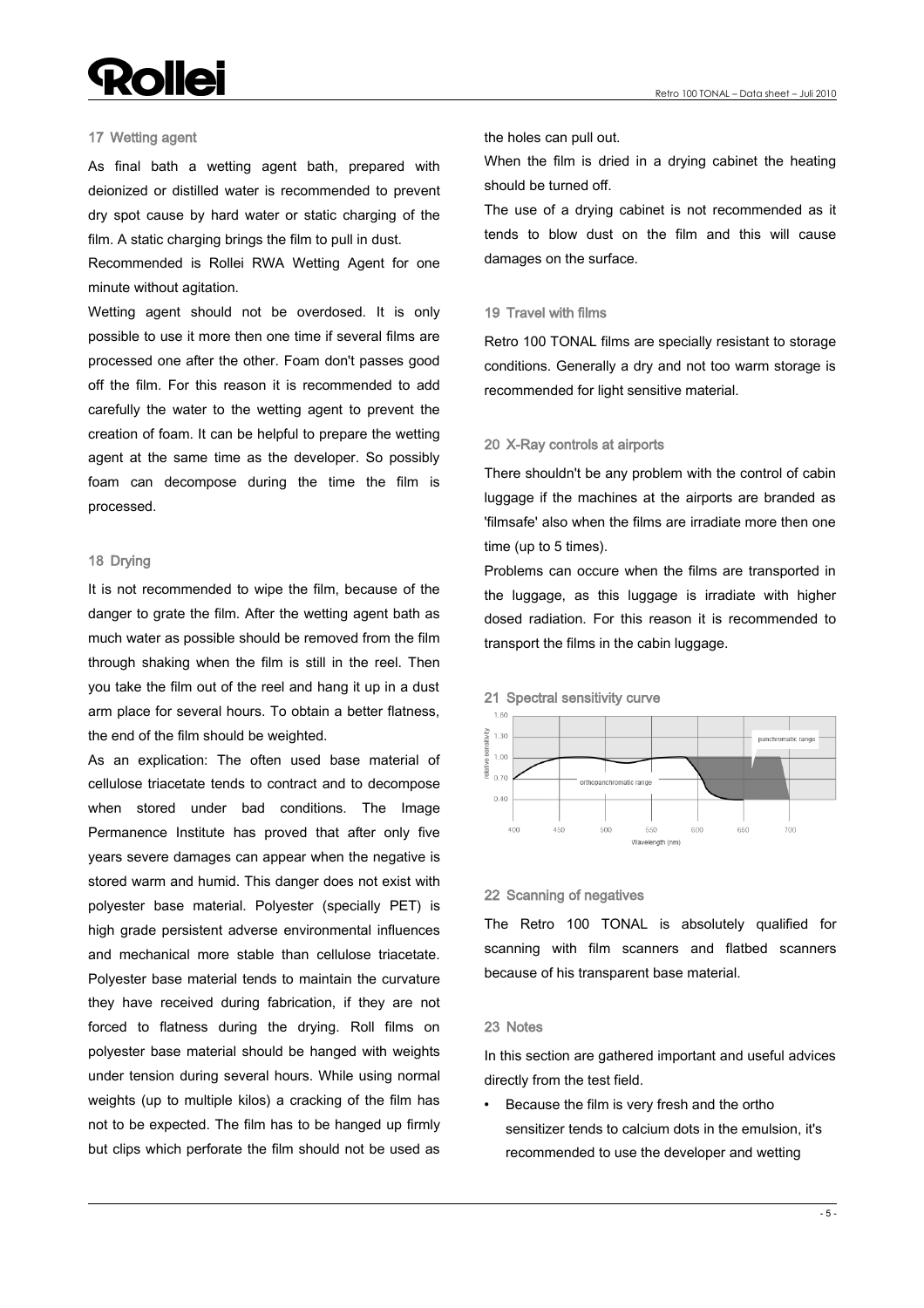## 17 Wetting agent

As final bath a wetting agent bath, prepared with deionized or distilled water is recommended to prevent dry spot cause by hard water or static charging of the film. A static charging brings the film to pull in dust.

Recommended is Rollei RWA Wetting Agent for one minute without agitation.

Wetting agent should not be overdosed. It is only possible to use it more then one time if several films are processed one after the other. Foam don't passes good off the film. For this reason it is recommended to add carefully the water to the wetting agent to prevent the creation of foam. It can be helpful to prepare the wetting agent at the same time as the developer. So possibly foam can decompose during the time the film is processed.

## 18 Drying

It is not recommended to wipe the film, because of the danger to grate the film. After the wetting agent bath as much water as possible should be removed from the film through shaking when the film is still in the reel. Then you take the film out of the reel and hang it up in a dust arm place for several hours. To obtain a better flatness, the end of the film should be weighted.

As an explication: The often used base material of cellulose triacetate tends to contract and to decompose when stored under bad conditions. The Image Permanence Institute has proved that after only five years severe damages can appear when the negative is stored warm and humid. This danger does not exist with polyester base material. Polyester (specially PET) is high grade persistent adverse environmental influences and mechanical more stable than cellulose triacetate. Polyester base material tends to maintain the curvature they have received during fabrication, if they are not forced to flatness during the drying. Roll films on polyester base material should be hanged with weights under tension during several hours. While using normal weights (up to multiple kilos) a cracking of the film has not to be expected. The film has to be hanged up firmly but clips which perforate the film should not be used as the holes can pull out.

When the film is dried in a drying cabinet the heating should be turned off.

The use of a drying cabinet is not recommended as it tends to blow dust on the film and this will cause damages on the surface.

## 19 Travel with films

Retro 100 TONAL films are specially resistant to storage conditions. Generally a dry and not too warm storage is recommended for light sensitive material.

## 20 X-Ray controls at airports

There shouldn't be any problem with the control of cabin luggage if the machines at the airports are branded as 'filmsafe' also when the films are irradiate more then one time (up to 5 times).

Problems can occure when the films are transported in the luggage, as this luggage is irradiate with higher dosed radiation. For this reason it is recommended to transport the films in the cabin luggage.

## 21 Spectral sensitivity curve

## 22 Scanning of negatives

The Retro 100 TONAL is absolutely qualified for scanning with film scanners and flatbed scanners because of his transparent base material.

## 23 Notes

In this section are gathered important and useful advices directly from the test field.

- Because the film is very fresh and the ortho sensitizer tends to calcium dots in the emulsion, it's recommended to use the developer and wetting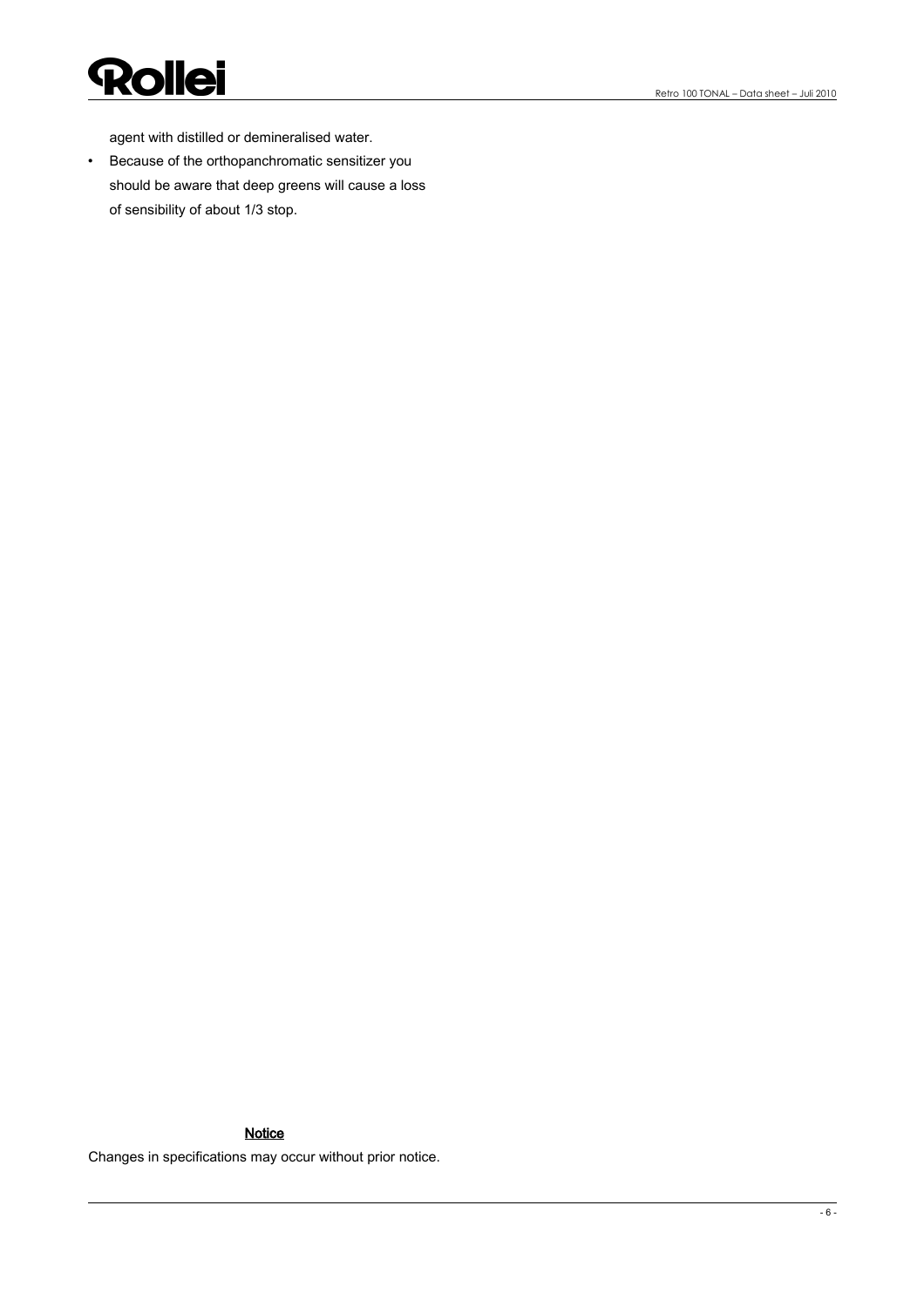agent with distilled or demineralised water.

- Because of the orthopanchromatic sensitizer you should be aware that deep greens will cause a loss of sensibility of about 1/3 stop.

**Notice**

Changes in specifications may occur without prior notice.